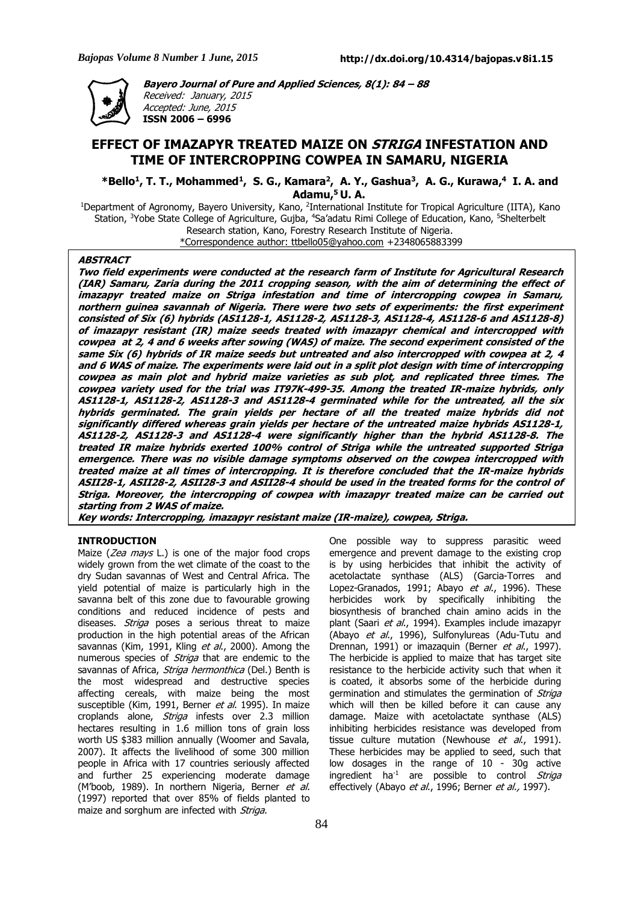**Bayero Journal of Pure and Applied Sciences, 8(1): 84 – 88**
Received: January, 2015
Accepted: June, 2015
**ISSN 2006 – 6996**

# EFFECT OF IMAZAPYR TREATED MAIZE ON *STRIGA* INFESTATION AND TIME OF INTERCROPPING COWPEA IN SAMARU, NIGERIA

**\*Bello[1], T. T., Mohammed[1], S. G., Kamara[2], A. Y., Gashua[3], A. G., Kurawa,[4] I. A. and Adamu,[5] U. A.**

[1]Department of Agronomy, Bayero University, Kano, [2]International Institute for Tropical Agriculture (IITA), Kano Station, [3]Yobe State College of Agriculture, Gujba, [4]Sa'adatu Rimi College of Education, Kano, [5]Shelterbelt Research station, Kano, Forestry Research Institute of Nigeria.
\*Correspondence author: ttbello05@yahoo.com +2348065883399

## ABSTRACT

**Two field experiments were conducted at the research farm of Institute for Agricultural Research (IAR) Samaru, Zaria during the 2011 cropping season, with the aim of determining the effect of imazapyr treated maize on Striga infestation and time of intercropping cowpea in Samaru, northern guinea savannah of Nigeria. There were two sets of experiments: the first experiment consisted of Six (6) hybrids (AS1128-1, AS1128-2, AS1128-3, AS1128-4, AS1128-6 and AS1128-8) of imazapyr resistant (IR) maize seeds treated with imazapyr chemical and intercropped with cowpea at 2, 4 and 6 weeks after sowing (WAS) of maize. The second experiment consisted of the same Six (6) hybrids of IR maize seeds but untreated and also intercropped with cowpea at 2, 4 and 6 WAS of maize. The experiments were laid out in a split plot design with time of intercropping cowpea as main plot and hybrid maize varieties as sub plot, and replicated three times. The cowpea variety used for the trial was IT97K-499-35. Among the treated IR-maize hybrids, only AS1128-1, AS1128-2, AS1128-3 and AS1128-4 germinated while for the untreated, all the six hybrids germinated. The grain yields per hectare of all the treated maize hybrids did not significantly differed whereas grain yields per hectare of the untreated maize hybrids AS1128-1, AS1128-2, AS1128-3 and AS1128-4 were significantly higher than the hybrid AS1128-8. The treated IR maize hybrids exerted 100% control of Striga while the untreated supported Striga emergence. There was no visible damage symptoms observed on the cowpea intercropped with treated maize at all times of intercropping. It is therefore concluded that the IR-maize hybrids ASII28-1, ASII28-2, ASII28-3 and ASII28-4 should be used in the treated forms for the control of Striga. Moreover, the intercropping of cowpea with imazapyr treated maize can be carried out starting from 2 WAS of maize.**

**Key words: Intercropping, imazapyr resistant maize (IR-maize), cowpea, Striga.**

## INTRODUCTION

Maize (*Zea mays* L.) is one of the major food crops widely grown from the wet climate of the coast to the dry Sudan savannas of West and Central Africa. The yield potential of maize is particularly high in the savanna belt of this zone due to favourable growing conditions and reduced incidence of pests and diseases. *Striga* poses a serious threat to maize production in the high potential areas of the African savannas (Kim, 1991, Kling *et al*., 2000). Among the numerous species of *Striga* that are endemic to the savannas of Africa, *Striga hermonthica* (Del.) Benth is the most widespread and destructive species affecting cereals, with maize being the most susceptible (Kim, 1991, Berner *et al.* 1995). In maize croplands alone, *Striga* infests over 2.3 million hectares resulting in 1.6 million tons of grain loss worth US $383 million annually (Woomer and Savala, 2007). It affects the livelihood of some 300 million people in Africa with 17 countries seriously affected and further 25 experiencing moderate damage (M'boob, 1989). In northern Nigeria, Berner *et al.* (1997) reported that over 85% of fields planted to maize and sorghum are infected with *Striga.*

One possible way to suppress parasitic weed emergence and prevent damage to the existing crop is by using herbicides that inhibit the activity of acetolactate synthase (ALS) (Garcia-Torres and Lopez-Granados, 1991; Abayo *et al*., 1996). These herbicides work by specifically inhibiting the biosynthesis of branched chain amino acids in the plant (Saari *et al*., 1994). Examples include imazapyr (Abayo *et al*., 1996), Sulfonylureas (Adu-Tutu and Drennan, 1991) or imazaquin (Berner *et al*., 1997). The herbicide is applied to maize that has target site resistance to the herbicide activity such that when it is coated, it absorbs some of the herbicide during germination and stimulates the germination of *Striga* which will then be killed before it can cause any damage. Maize with acetolactate synthase (ALS) inhibiting herbicides resistance was developed from tissue culture mutation (Newhouse *et al*., 1991). These herbicides may be applied to seed, such that low dosages in the range of 10 - 30g active ingredient $ha^{-1}$ are possible to control *Striga* effectively (Abayo *et al*., 1996; Berner *et al.,* 1997).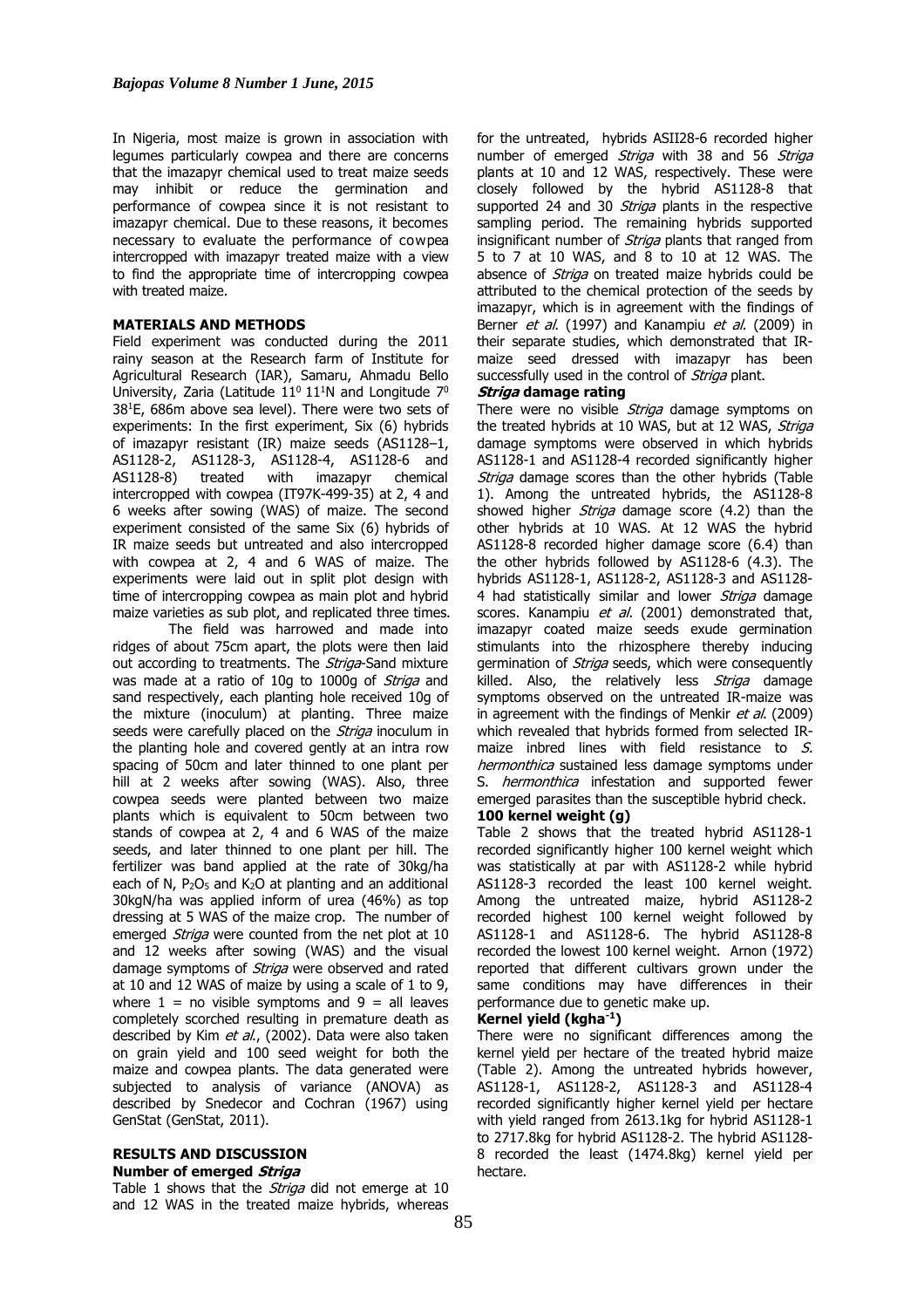In Nigeria, most maize is grown in association with legumes particularly cowpea and there are concerns that the imazapyr chemical used to treat maize seeds may inhibit or reduce the germination and performance of cowpea since it is not resistant to imazapyr chemical. Due to these reasons, it becomes necessary to evaluate the performance of cowpea intercropped with imazapyr treated maize with a view to find the appropriate time of intercropping cowpea with treated maize.

## MATERIALS AND METHODS

Field experiment was conducted during the 2011 rainy season at the Research farm of Institute for Agricultural Research (IAR), Samaru, Ahmadu Bello University, Zaria (Latitude $11^0$ $11^1$N and Longitude $7^0$ $38^1$E, 686m above sea level). There were two sets of experiments: In the first experiment, Six (6) hybrids of imazapyr resistant (IR) maize seeds (AS1128–1, AS1128-2, AS1128-3, AS1128-4, AS1128-6 and AS1128-8) treated with imazapyr chemical intercropped with cowpea (IT97K-499-35) at 2, 4 and 6 weeks after sowing (WAS) of maize. The second experiment consisted of the same Six (6) hybrids of IR maize seeds but untreated and also intercropped with cowpea at 2, 4 and 6 WAS of maize. The experiments were laid out in split plot design with time of intercropping cowpea as main plot and hybrid maize varieties as sub plot, and replicated three times.

The field was harrowed and made into ridges of about 75cm apart, the plots were then laid out according to treatments. The *Striga*-Sand mixture was made at a ratio of 10g to 1000g of *Striga* and sand respectively, each planting hole received 10g of the mixture (inoculum) at planting. Three maize seeds were carefully placed on the *Striga* inoculum in the planting hole and covered gently at an intra row spacing of 50cm and later thinned to one plant per hill at 2 weeks after sowing (WAS). Also, three cowpea seeds were planted between two maize plants which is equivalent to 50cm between two stands of cowpea at 2, 4 and 6 WAS of the maize seeds, and later thinned to one plant per hill. The fertilizer was band applied at the rate of 30kg/ha each of N, $P_2O_5$ and $K_2O$ at planting and an additional 30kgN/ha was applied inform of urea (46%) as top dressing at 5 WAS of the maize crop. The number of emerged *Striga* were counted from the net plot at 10 and 12 weeks after sowing (WAS) and the visual damage symptoms of *Striga* were observed and rated at 10 and 12 WAS of maize by using a scale of 1 to 9, where 1 = no visible symptoms and 9 = all leaves completely scorched resulting in premature death as described by Kim *et al*., (2002). Data were also taken on grain yield and 100 seed weight for both the maize and cowpea plants. The data generated were subjected to analysis of variance (ANOVA) as described by Snedecor and Cochran (1967) using GenStat (GenStat, 2011).

## RESULTS AND DISCUSSION

### Number of emerged *Striga*

Table 1 shows that the *Striga* did not emerge at 10 and 12 WAS in the treated maize hybrids, whereas for the untreated, hybrids ASII28-6 recorded higher number of emerged *Striga* with 38 and 56 *Striga* plants at 10 and 12 WAS, respectively. These were closely followed by the hybrid AS1128-8 that supported 24 and 30 *Striga* plants in the respective sampling period. The remaining hybrids supported insignificant number of *Striga* plants that ranged from 5 to 7 at 10 WAS, and 8 to 10 at 12 WAS. The absence of *Striga* on treated maize hybrids could be attributed to the chemical protection of the seeds by imazapyr, which is in agreement with the findings of Berner *et al*. (1997) and Kanampiu *et al*. (2009) in their separate studies, which demonstrated that IR-maize seed dressed with imazapyr has been successfully used in the control of *Striga* plant.

### *Striga* damage rating

There were no visible *Striga* damage symptoms on the treated hybrids at 10 WAS, but at 12 WAS, *Striga* damage symptoms were observed in which hybrids AS1128-1 and AS1128-4 recorded significantly higher *Striga* damage scores than the other hybrids (Table 1). Among the untreated hybrids, the AS1128-8 showed higher *Striga* damage score (4.2) than the other hybrids at 10 WAS. At 12 WAS the hybrid AS1128-8 recorded higher damage score (6.4) than the other hybrids followed by AS1128-6 (4.3). The hybrids AS1128-1, AS1128-2, AS1128-3 and AS1128-4 had statistically similar and lower *Striga* damage scores. Kanampiu *et al*. (2001) demonstrated that, imazapyr coated maize seeds exude germination stimulants into the rhizosphere thereby inducing germination of *Striga* seeds, which were consequently killed. Also, the relatively less *Striga* damage symptoms observed on the untreated IR-maize was in agreement with the findings of Menkir *et al*. (2009) which revealed that hybrids formed from selected IR-maize inbred lines with field resistance to *S. hermonthica* sustained less damage symptoms under S. *hermonthica* infestation and supported fewer emerged parasites than the susceptible hybrid check.

### 100 kernel weight (g)

Table 2 shows that the treated hybrid AS1128-1 recorded significantly higher 100 kernel weight which was statistically at par with AS1128-2 while hybrid AS1128-3 recorded the least 100 kernel weight. Among the untreated maize, hybrid AS1128-2 recorded highest 100 kernel weight followed by AS1128-1 and AS1128-6. The hybrid AS1128-8 recorded the lowest 100 kernel weight. Arnon (1972) reported that different cultivars grown under the same conditions may have differences in their performance due to genetic make up.

### Kernel yield (kgha$^{-1}$)

There were no significant differences among the kernel yield per hectare of the treated hybrid maize (Table 2). Among the untreated hybrids however, AS1128-1, AS1128-2, AS1128-3 and AS1128-4 recorded significantly higher kernel yield per hectare with yield ranged from 2613.1kg for hybrid AS1128-1 to 2717.8kg for hybrid AS1128-2. The hybrid AS1128-8 recorded the least (1474.8kg) kernel yield per hectare.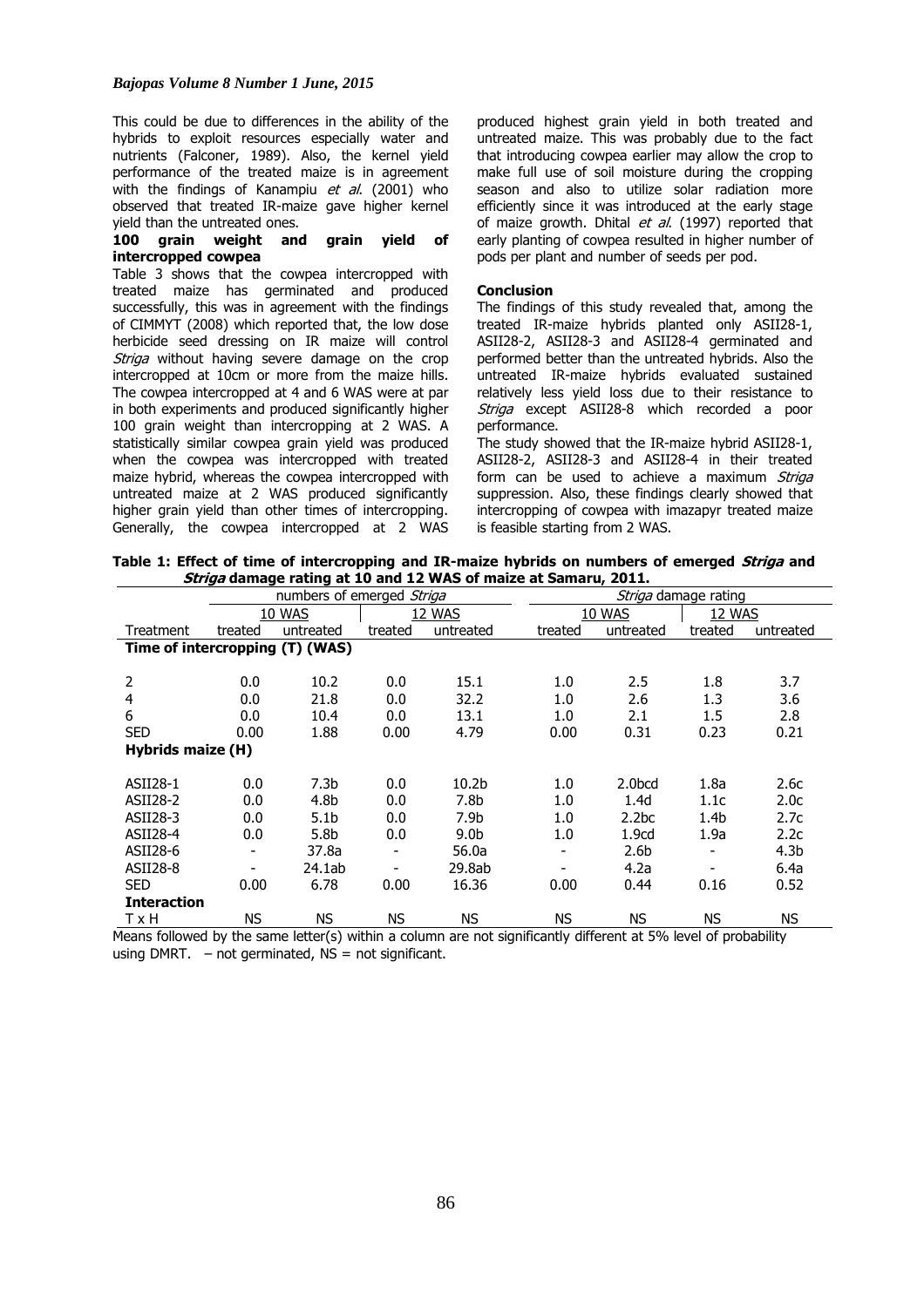This could be due to differences in the ability of the hybrids to exploit resources especially water and nutrients (Falconer, 1989). Also, the kernel yield performance of the treated maize is in agreement with the findings of Kanampiu *et al.* (2001) who observed that treated IR-maize gave higher kernel yield than the untreated ones.

### 100 grain weight and grain yield of intercropped cowpea

Table 3 shows that the cowpea intercropped with treated maize has germinated and produced successfully, this was in agreement with the findings of CIMMYT (2008) which reported that, the low dose herbicide seed dressing on IR maize will control *Striga* without having severe damage on the crop intercropped at 10cm or more from the maize hills. The cowpea intercropped at 4 and 6 WAS were at par in both experiments and produced significantly higher 100 grain weight than intercropping at 2 WAS. A statistically similar cowpea grain yield was produced when the cowpea was intercropped with treated maize hybrid, whereas the cowpea intercropped with untreated maize at 2 WAS produced significantly higher grain yield than other times of intercropping. Generally, the cowpea intercropped at 2 WAS produced highest grain yield in both treated and untreated maize. This was probably due to the fact that introducing cowpea earlier may allow the crop to make full use of soil moisture during the cropping season and also to utilize solar radiation more efficiently since it was introduced at the early stage of maize growth. Dhital *et al.* (1997) reported that early planting of cowpea resulted in higher number of pods per plant and number of seeds per pod.

### Conclusion

The findings of this study revealed that, among the treated IR-maize hybrids planted only ASII28-1, ASII28-2, ASII28-3 and ASII28-4 germinated and performed better than the untreated hybrids. Also the untreated IR-maize hybrids evaluated sustained relatively less yield loss due to their resistance to *Striga* except ASII28-8 which recorded a poor performance.

The study showed that the IR-maize hybrid ASII28-1, ASII28-2, ASII28-3 and ASII28-4 in their treated form can be used to achieve a maximum *Striga* suppression. Also, these findings clearly showed that intercropping of cowpea with imazapyr treated maize is feasible starting from 2 WAS.

**Table 1: Effect of time of intercropping and IR-maize hybrids on numbers of emerged *Striga* and *Striga* damage rating at 10 and 12 WAS of maize at Samaru, 2011.**

| | numbers of emerged *Striga* | | | | *Striga* damage rating | | | |
|---|---|---|---|---|---|---|---|---|
| | 10 WAS | | 12 WAS | | 10 WAS | | 12 WAS | |
| Treatment | treated | untreated | treated | untreated | treated | untreated | treated | untreated |
| **Time of intercropping (T) (WAS)** | | | | | | | | |
| 2 | 0.0 | 10.2 | 0.0 | 15.1 | 1.0 | 2.5 | 1.8 | 3.7 |
| 4 | 0.0 | 21.8 | 0.0 | 32.2 | 1.0 | 2.6 | 1.3 | 3.6 |
| 6 | 0.0 | 10.4 | 0.0 | 13.1 | 1.0 | 2.1 | 1.5 | 2.8 |
| SED | 0.00 | 1.88 | 0.00 | 4.79 | 0.00 | 0.31 | 0.23 | 0.21 |
| **Hybrids maize (H)** | | | | | | | | |
| ASII28-1 | 0.0 | 7.3b | 0.0 | 10.2b | 1.0 | 2.0bcd | 1.8a | 2.6c |
| ASII28-2 | 0.0 | 4.8b | 0.0 | 7.8b | 1.0 | 1.4d | 1.1c | 2.0c |
| ASII28-3 | 0.0 | 5.1b | 0.0 | 7.9b | 1.0 | 2.2bc | 1.4b | 2.7c |
| ASII28-4 | 0.0 | 5.8b | 0.0 | 9.0b | 1.0 | 1.9cd | 1.9a | 2.2c |
| ASII28-6 | - | 37.8a | - | 56.0a | - | 2.6b | - | 4.3b |
| ASII28-8 | - | 24.1ab | - | 29.8ab | - | 4.2a | - | 6.4a |
| SED | 0.00 | 6.78 | 0.00 | 16.36 | 0.00 | 0.44 | 0.16 | 0.52 |
| **Interaction** | | | | | | | | |
| T x H | NS | NS | NS | NS | NS | NS | NS | NS |

Means followed by the same letter(s) within a column are not significantly different at 5% level of probability using DMRT. – not germinated, NS = not significant.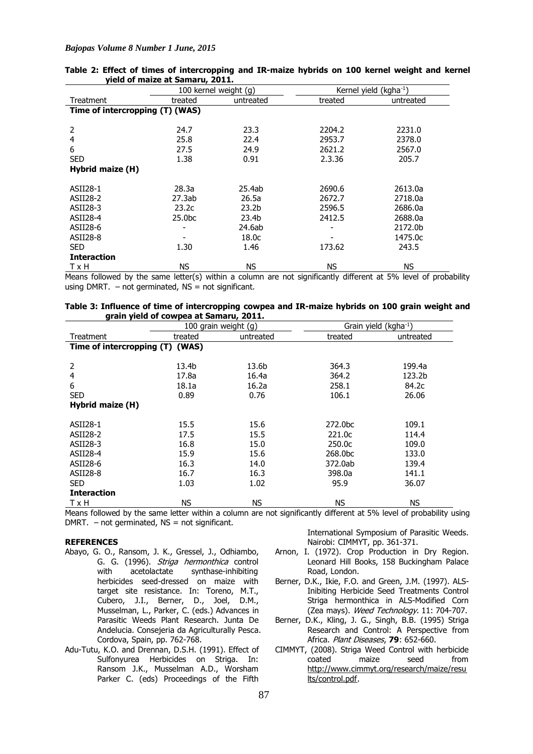**Table 2: Effect of times of intercropping and IR-maize hybrids on 100 kernel weight and kernel yield of maize at Samaru, 2011.**

| Treatment | 100 kernel weight (g) | | Kernel yield (kgha$^{-1}$) | |
|---|---|---|---|---|
| | treated | untreated | treated | untreated |
| **Time of intercropping (T) (WAS)** | | | | |
| 2 | 24.7 | 23.3 | 2204.2 | 2231.0 |
| 4 | 25.8 | 22.4 | 2953.7 | 2378.0 |
| 6 | 27.5 | 24.9 | 2621.2 | 2567.0 |
| SED | 1.38 | 0.91 | 2.3.36 | 205.7 |
| **Hybrid maize (H)** | | | | |
| ASII28-1 | 28.3a | 25.4ab | 2690.6 | 2613.0a |
| ASII28-2 | 27.3ab | 26.5a | 2672.7 | 2718.0a |
| ASII28-3 | 23.2c | 23.2b | 2596.5 | 2686.0a |
| ASII28-4 | 25.0bc | 23.4b | 2412.5 | 2688.0a |
| ASII28-6 | - | 24.6ab | - | 2172.0b |
| ASII28-8 | - | 18.0c | - | 1475.0c |
| SED | 1.30 | 1.46 | 173.62 | 243.5 |
| **Interaction** | | | | |
| T x H | NS | NS | NS | NS |

Means followed by the same letter(s) within a column are not significantly different at 5% level of probability using DMRT. – not germinated, NS = not significant.

**Table 3: Influence of time of intercropping cowpea and IR-maize hybrids on 100 grain weight and grain yield of cowpea at Samaru, 2011.**

| Treatment | 100 grain weight (g) | | Grain yield (kgha$^{-1}$) | |
|---|---|---|---|---|
| | treated | untreated | treated | untreated |
| **Time of intercropping (T) (WAS)** | | | | |
| 2 | 13.4b | 13.6b | 364.3 | 199.4a |
| 4 | 17.8a | 16.4a | 364.2 | 123.2b |
| 6 | 18.1a | 16.2a | 258.1 | 84.2c |
| SED | 0.89 | 0.76 | 106.1 | 26.06 |
| **Hybrid maize (H)** | | | | |
| ASII28-1 | 15.5 | 15.6 | 272.0bc | 109.1 |
| ASII28-2 | 17.5 | 15.5 | 221.0c | 114.4 |
| ASII28-3 | 16.8 | 15.0 | 250.0c | 109.0 |
| ASII28-4 | 15.9 | 15.6 | 268.0bc | 133.0 |
| ASII28-6 | 16.3 | 14.0 | 372.0ab | 139.4 |
| ASII28-8 | 16.7 | 16.3 | 398.0a | 141.1 |
| SED | 1.03 | 1.02 | 95.9 | 36.07 |
| **Interaction** | | | | |
| T x H | NS | NS | NS | NS |

Means followed by the same letter within a column are not significantly different at 5% level of probability using DMRT. – not germinated, NS = not significant.

## REFERENCES

Abayo, G. O., Ransom, J. K., Gressel, J., Odhiambo, G. G. (1996). *Striga hermonthica* control with acetolactate synthase-inhibiting herbicides seed-dressed on maize with target site resistance. In: Toreno, M.T., Cubero, J.I., Berner, D., Joel, D.M., Musselman, L., Parker, C. (eds.) Advances in Parasitic Weeds Plant Research. Junta De Andelucia. Consejeria da Agriculturally Pesca. Cordova, Spain, pp. 762-768.

Adu-Tutu, K.O. and Drennan, D.S.H. (1991). Effect of Sulfonyurea Herbicides on Striga. In: Ransom J.K., Musselman A.D., Worsham Parker C. (eds) Proceedings of the Fifth International Symposium of Parasitic Weeds. Nairobi: CIMMYT, pp. 361-371.

Arnon, I. (1972). Crop Production in Dry Region. Leonard Hill Books, 158 Buckingham Palace Road, London.

Berner, D.K., Ikie, F.O. and Green, J.M. (1997). ALS-Inibiting Herbicide Seed Treatments Control Striga hermonthica in ALS-Modified Corn (Zea mays). *Weed Technology*. 11: 704-707.

Berner, D.K., Kling, J. G., Singh, B.B. (1995) Striga Research and Control: A Perspective from Africa. *Plant Diseases*, **79**: 652-660.

CIMMYT, (2008). Striga Weed Control with herbicide coated maize seed from http://www.cimmyt.org/research/maize/results/control.pdf.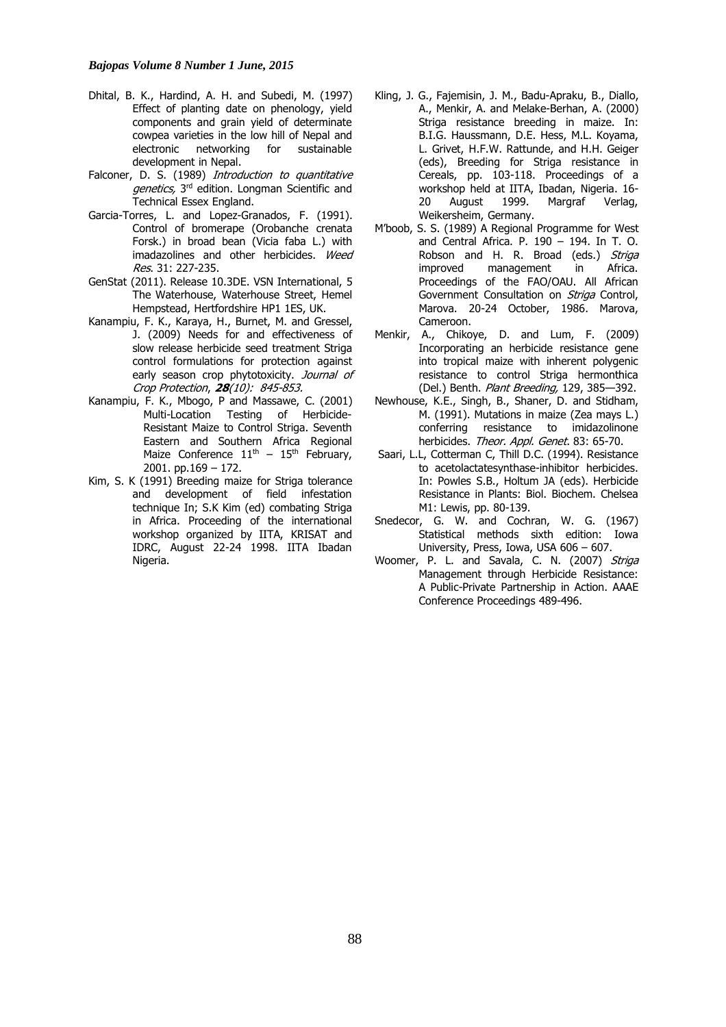Dhital, B. K., Hardind, A. H. and Subedi, M. (1997) Effect of planting date on phenology, yield components and grain yield of determinate cowpea varieties in the low hill of Nepal and electronic networking for sustainable development in Nepal.

Falconer, D. S. (1989) *Introduction to quantitative genetics*, 3rd edition. Longman Scientific and Technical Essex England.

Garcia-Torres, L. and Lopez-Granados, F. (1991). Control of bromerape (Orobanche crenata Forsk.) in broad bean (Vicia faba L.) with imadazolines and other herbicides. *Weed Res*. 31: 227-235.

GenStat (2011). Release 10.3DE. VSN International, 5 The Waterhouse, Waterhouse Street, Hemel Hempstead, Hertfordshire HP1 1ES, UK.

Kanampiu, F. K., Karaya, H., Burnet, M. and Gressel, J. (2009) Needs for and effectiveness of slow release herbicide seed treatment Striga control formulations for protection against early season crop phytotoxicity. *Journal of Crop Protection*, ***28****(10): 845-853*.

Kanampiu, F. K., Mbogo, P and Massawe, C. (2001) Multi-Location Testing of Herbicide-Resistant Maize to Control Striga. Seventh Eastern and Southern Africa Regional Maize Conference 11th – 15th February, 2001. pp.169 – 172.

Kim, S. K (1991) Breeding maize for Striga tolerance and development of field infestation technique In; S.K Kim (ed) combating Striga in Africa. Proceeding of the international workshop organized by IITA, KRISAT and IDRC, August 22-24 1998. IITA Ibadan Nigeria.

Kling, J. G., Fajemisin, J. M., Badu-Apraku, B., Diallo, A., Menkir, A. and Melake-Berhan, A. (2000) Striga resistance breeding in maize. In: B.I.G. Haussmann, D.E. Hess, M.L. Koyama, L. Grivet, H.F.W. Rattunde, and H.H. Geiger (eds), Breeding for Striga resistance in Cereals, pp. 103-118. Proceedings of a workshop held at IITA, Ibadan, Nigeria. 16-20 August 1999. Margraf Verlag, Weikersheim, Germany.

M'boob, S. S. (1989) A Regional Programme for West and Central Africa. P. 190 – 194. In T. O. Robson and H. R. Broad (eds.) *Striga* improved management in Africa. Proceedings of the FAO/OAU. All African Government Consultation on *Striga* Control, Marova. 20-24 October, 1986. Marova, Cameroon.

Menkir, A., Chikoye, D. and Lum, F. (2009) Incorporating an herbicide resistance gene into tropical maize with inherent polygenic resistance to control Striga hermonthica (Del.) Benth. *Plant Breeding*, 129, 385—392.

Newhouse, K.E., Singh, B., Shaner, D. and Stidham, M. (1991). Mutations in maize (Zea mays L.) conferring resistance to imidazolinone herbicides. *Theor. Appl. Genet*. 83: 65-70.

Saari, L.L, Cotterman C, Thill D.C. (1994). Resistance to acetolactatesynthase-inhibitor herbicides. In: Powles S.B., Holtum JA (eds). Herbicide Resistance in Plants: Biol. Biochem. Chelsea M1: Lewis, pp. 80-139.

Snedecor, G. W. and Cochran, W. G. (1967) Statistical methods sixth edition: Iowa University, Press, Iowa, USA 606 – 607.

Woomer, P. L. and Savala, C. N. (2007) *Striga* Management through Herbicide Resistance: A Public-Private Partnership in Action. AAAE Conference Proceedings 489-496.